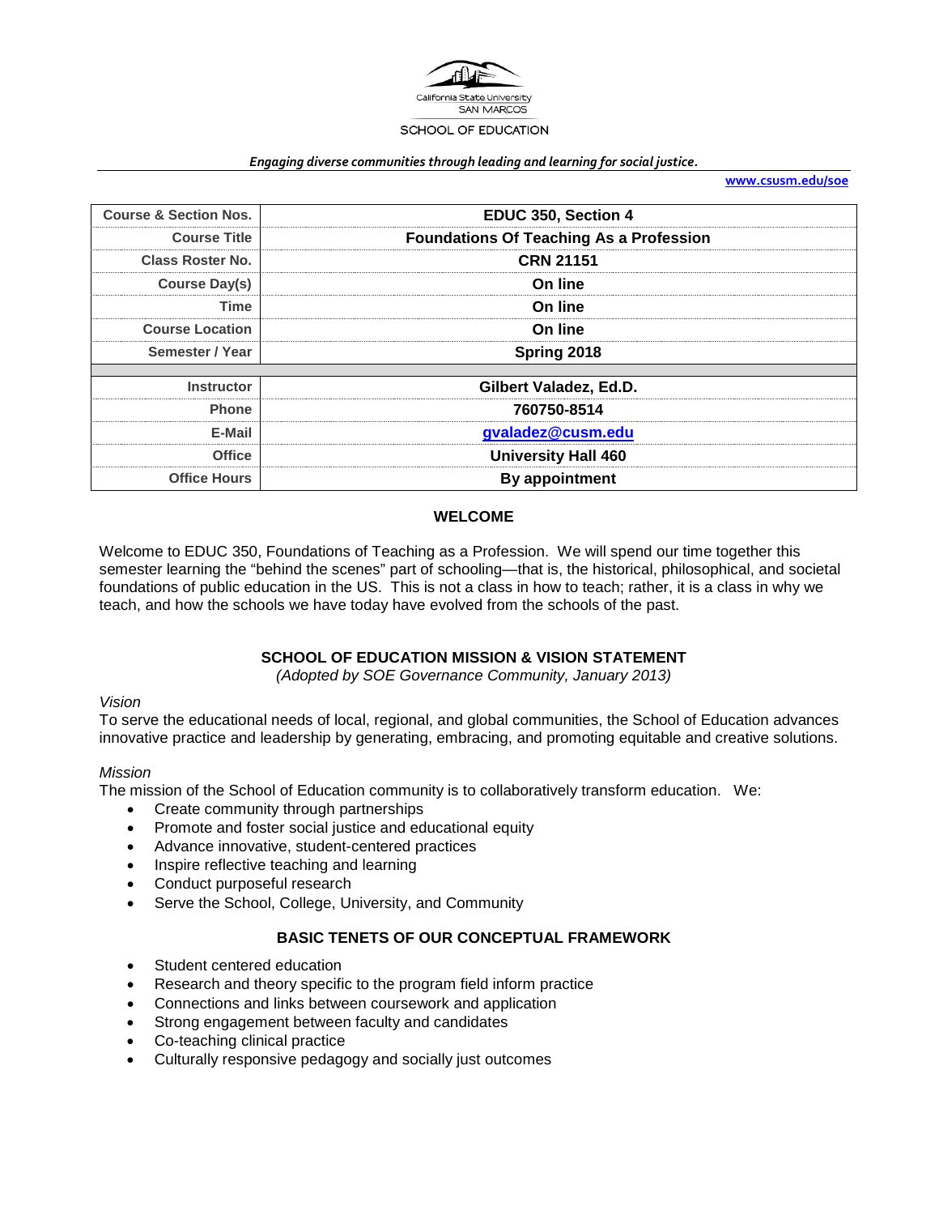California State University SAN MARCOS

SCHOOL OF EDUCATION

***Engaging diverse communities through leading and learning for social justice.***

**www.csusm.edu/soe**

| | |
|---|---|
| **Course & Section Nos.** | **EDUC 350, Section 4** |
| **Course Title** | **Foundations Of Teaching As a Profession** |
| **Class Roster No.** | **CRN 21151** |
| **Course Day(s)** | **On line** |
| **Time** | **On line** |
| **Course Location** | **On line** |
| **Semester / Year** | **Spring 2018** |
| | |
| **Instructor** | **Gilbert Valadez, Ed.D.** |
| **Phone** | **760750-8514** |
| **E-Mail** | **gvaladez@cusm.edu** |
| **Office** | **University Hall 460** |
| **Office Hours** | **By appointment** |

## WELCOME

Welcome to EDUC 350, Foundations of Teaching as a Profession. We will spend our time together this semester learning the "behind the scenes" part of schooling—that is, the historical, philosophical, and societal foundations of public education in the US. This is not a class in how to teach; rather, it is a class in why we teach, and how the schools we have today have evolved from the schools of the past.

## SCHOOL OF EDUCATION MISSION & VISION STATEMENT

*(Adopted by SOE Governance Community, January 2013)*

*Vision*

To serve the educational needs of local, regional, and global communities, the School of Education advances innovative practice and leadership by generating, embracing, and promoting equitable and creative solutions.

*Mission*

The mission of the School of Education community is to collaboratively transform education. We:

- Create community through partnerships
- Promote and foster social justice and educational equity
- Advance innovative, student-centered practices
- Inspire reflective teaching and learning
- Conduct purposeful research
- Serve the School, College, University, and Community

## BASIC TENETS OF OUR CONCEPTUAL FRAMEWORK

- Student centered education
- Research and theory specific to the program field inform practice
- Connections and links between coursework and application
- Strong engagement between faculty and candidates
- Co-teaching clinical practice
- Culturally responsive pedagogy and socially just outcomes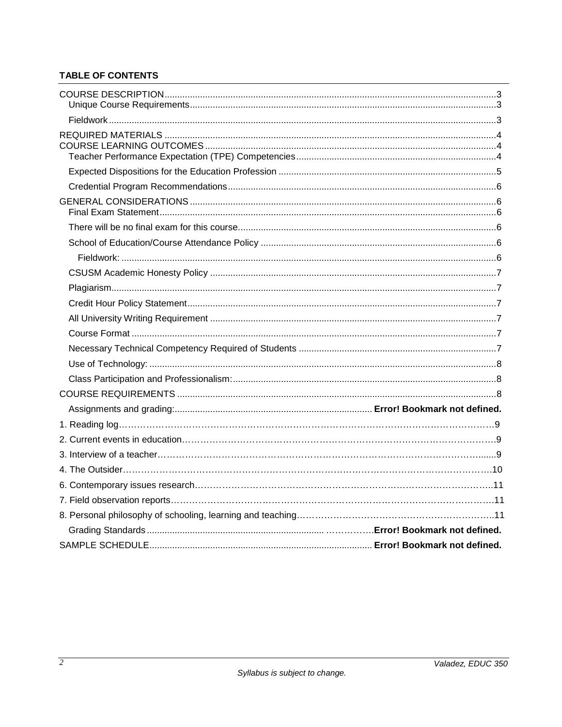**TABLE OF CONTENTS**

COURSE DESCRIPTION ..... 3
- Unique Course Requirements ..... 3
- Fieldwork ..... 3

REQUIRED MATERIALS ..... 4

COURSE LEARNING OUTCOMES ..... 4
- Teacher Performance Expectation (TPE) Competencies ..... 4
- Expected Dispositions for the Education Profession ..... 5
- Credential Program Recommendations ..... 6

GENERAL CONSIDERATIONS ..... 6
- Final Exam Statement ..... 6
- There will be no final exam for this course. ..... 6
- School of Education/Course Attendance Policy ..... 6
  - Fieldwork: ..... 6
- CSUSM Academic Honesty Policy ..... 7
- Plagiarism ..... 7
- Credit Hour Policy Statement ..... 7
- All University Writing Requirement ..... 7
- Course Format ..... 7
- Necessary Technical Competency Required of Students ..... 7
- Use of Technology: ..... 8
- Class Participation and Professionalism: ..... 8

COURSE REQUIREMENTS ..... 8
- Assignments and grading: ..... **Error! Bookmark not defined.**

1. Reading log ..... 9
2. Current events in education ..... 9
3. Interview of a teacher ..... 9
4. The Outsider ..... 10
6. Contemporary issues research ..... 11
7. Field observation reports ..... 11
8. Personal philosophy of schooling, learning and teaching ..... 11

- Grading Standards ..... **Error! Bookmark not defined.**

SAMPLE SCHEDULE ..... **Error! Bookmark not defined.**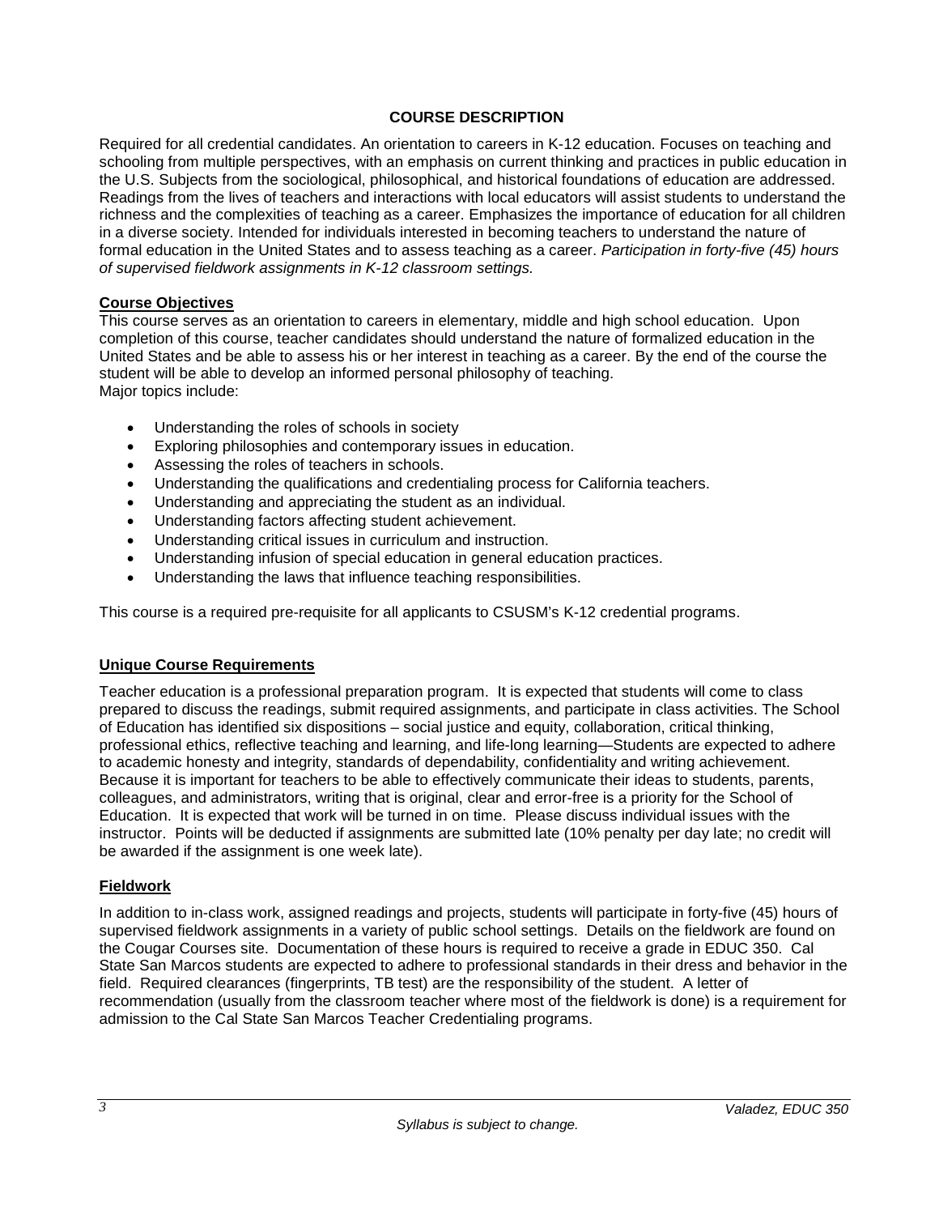## COURSE DESCRIPTION

Required for all credential candidates. An orientation to careers in K-12 education. Focuses on teaching and schooling from multiple perspectives, with an emphasis on current thinking and practices in public education in the U.S. Subjects from the sociological, philosophical, and historical foundations of education are addressed. Readings from the lives of teachers and interactions with local educators will assist students to understand the richness and the complexities of teaching as a career. Emphasizes the importance of education for all children in a diverse society. Intended for individuals interested in becoming teachers to understand the nature of formal education in the United States and to assess teaching as a career. *Participation in forty-five (45) hours of supervised fieldwork assignments in K-12 classroom settings.*

### Course Objectives

This course serves as an orientation to careers in elementary, middle and high school education. Upon completion of this course, teacher candidates should understand the nature of formalized education in the United States and be able to assess his or her interest in teaching as a career. By the end of the course the student will be able to develop an informed personal philosophy of teaching.
Major topics include:

- Understanding the roles of schools in society
- Exploring philosophies and contemporary issues in education.
- Assessing the roles of teachers in schools.
- Understanding the qualifications and credentialing process for California teachers.
- Understanding and appreciating the student as an individual.
- Understanding factors affecting student achievement.
- Understanding critical issues in curriculum and instruction.
- Understanding infusion of special education in general education practices.
- Understanding the laws that influence teaching responsibilities.

This course is a required pre-requisite for all applicants to CSUSM's K-12 credential programs.

### Unique Course Requirements

Teacher education is a professional preparation program. It is expected that students will come to class prepared to discuss the readings, submit required assignments, and participate in class activities. The School of Education has identified six dispositions – social justice and equity, collaboration, critical thinking, professional ethics, reflective teaching and learning, and life-long learning—Students are expected to adhere to academic honesty and integrity, standards of dependability, confidentiality and writing achievement. Because it is important for teachers to be able to effectively communicate their ideas to students, parents, colleagues, and administrators, writing that is original, clear and error-free is a priority for the School of Education. It is expected that work will be turned in on time. Please discuss individual issues with the instructor. Points will be deducted if assignments are submitted late (10% penalty per day late; no credit will be awarded if the assignment is one week late).

### Fieldwork

In addition to in-class work, assigned readings and projects, students will participate in forty-five (45) hours of supervised fieldwork assignments in a variety of public school settings. Details on the fieldwork are found on the Cougar Courses site. Documentation of these hours is required to receive a grade in EDUC 350. Cal State San Marcos students are expected to adhere to professional standards in their dress and behavior in the field. Required clearances (fingerprints, TB test) are the responsibility of the student. A letter of recommendation (usually from the classroom teacher where most of the fieldwork is done) is a requirement for admission to the Cal State San Marcos Teacher Credentialing programs.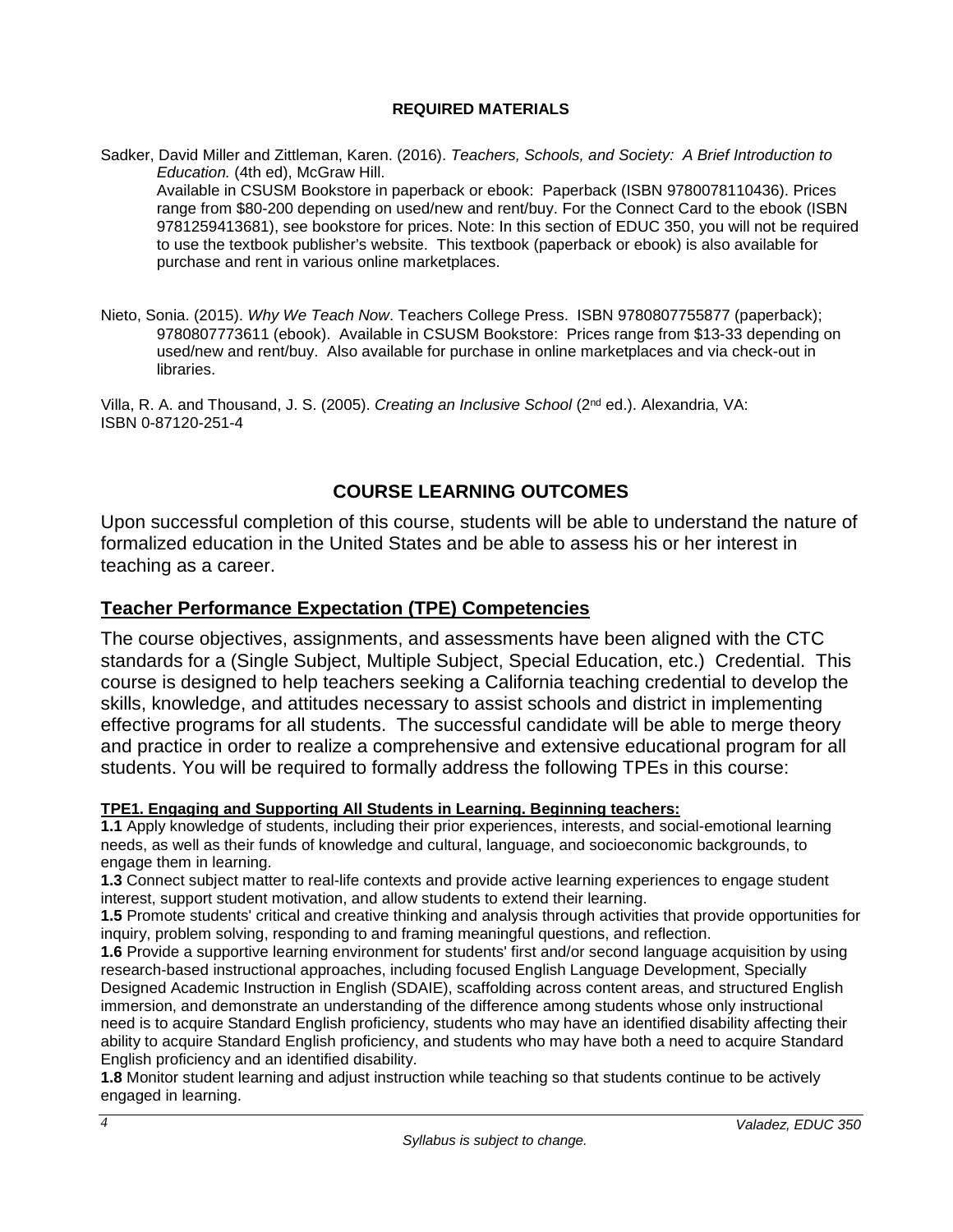#### REQUIRED MATERIALS

Sadker, David Miller and Zittleman, Karen. (2016). *Teachers, Schools, and Society: A Brief Introduction to Education.* (4th ed), McGraw Hill.
Available in CSUSM Bookstore in paperback or ebook: Paperback (ISBN 9780078110436). Prices range from $80-200 depending on used/new and rent/buy. For the Connect Card to the ebook (ISBN 9781259413681), see bookstore for prices. Note: In this section of EDUC 350, you will not be required to use the textbook publisher's website. This textbook (paperback or ebook) is also available for purchase and rent in various online marketplaces.

Nieto, Sonia. (2015). *Why We Teach Now*. Teachers College Press. ISBN 9780807755877 (paperback); 9780807773611 (ebook). Available in CSUSM Bookstore: Prices range from $13-33 depending on used/new and rent/buy. Also available for purchase in online marketplaces and via check-out in libraries.

Villa, R. A. and Thousand, J. S. (2005). *Creating an Inclusive School* (2nd ed.). Alexandria, VA: ISBN 0-87120-251-4

## COURSE LEARNING OUTCOMES

Upon successful completion of this course, students will be able to understand the nature of formalized education in the United States and be able to assess his or her interest in teaching as a career.

### Teacher Performance Expectation (TPE) Competencies

The course objectives, assignments, and assessments have been aligned with the CTC standards for a (Single Subject, Multiple Subject, Special Education, etc.) Credential. This course is designed to help teachers seeking a California teaching credential to develop the skills, knowledge, and attitudes necessary to assist schools and district in implementing effective programs for all students. The successful candidate will be able to merge theory and practice in order to realize a comprehensive and extensive educational program for all students. You will be required to formally address the following TPEs in this course:

**TPE1. Engaging and Supporting All Students in Learning. Beginning teachers:**

**1.1** Apply knowledge of students, including their prior experiences, interests, and social-emotional learning needs, as well as their funds of knowledge and cultural, language, and socioeconomic backgrounds, to engage them in learning.

**1.3** Connect subject matter to real-life contexts and provide active learning experiences to engage student interest, support student motivation, and allow students to extend their learning.

**1.5** Promote students' critical and creative thinking and analysis through activities that provide opportunities for inquiry, problem solving, responding to and framing meaningful questions, and reflection.

**1.6** Provide a supportive learning environment for students' first and/or second language acquisition by using research-based instructional approaches, including focused English Language Development, Specially Designed Academic Instruction in English (SDAIE), scaffolding across content areas, and structured English immersion, and demonstrate an understanding of the difference among students whose only instructional need is to acquire Standard English proficiency, students who may have an identified disability affecting their ability to acquire Standard English proficiency, and students who may have both a need to acquire Standard English proficiency and an identified disability.

**1.8** Monitor student learning and adjust instruction while teaching so that students continue to be actively engaged in learning.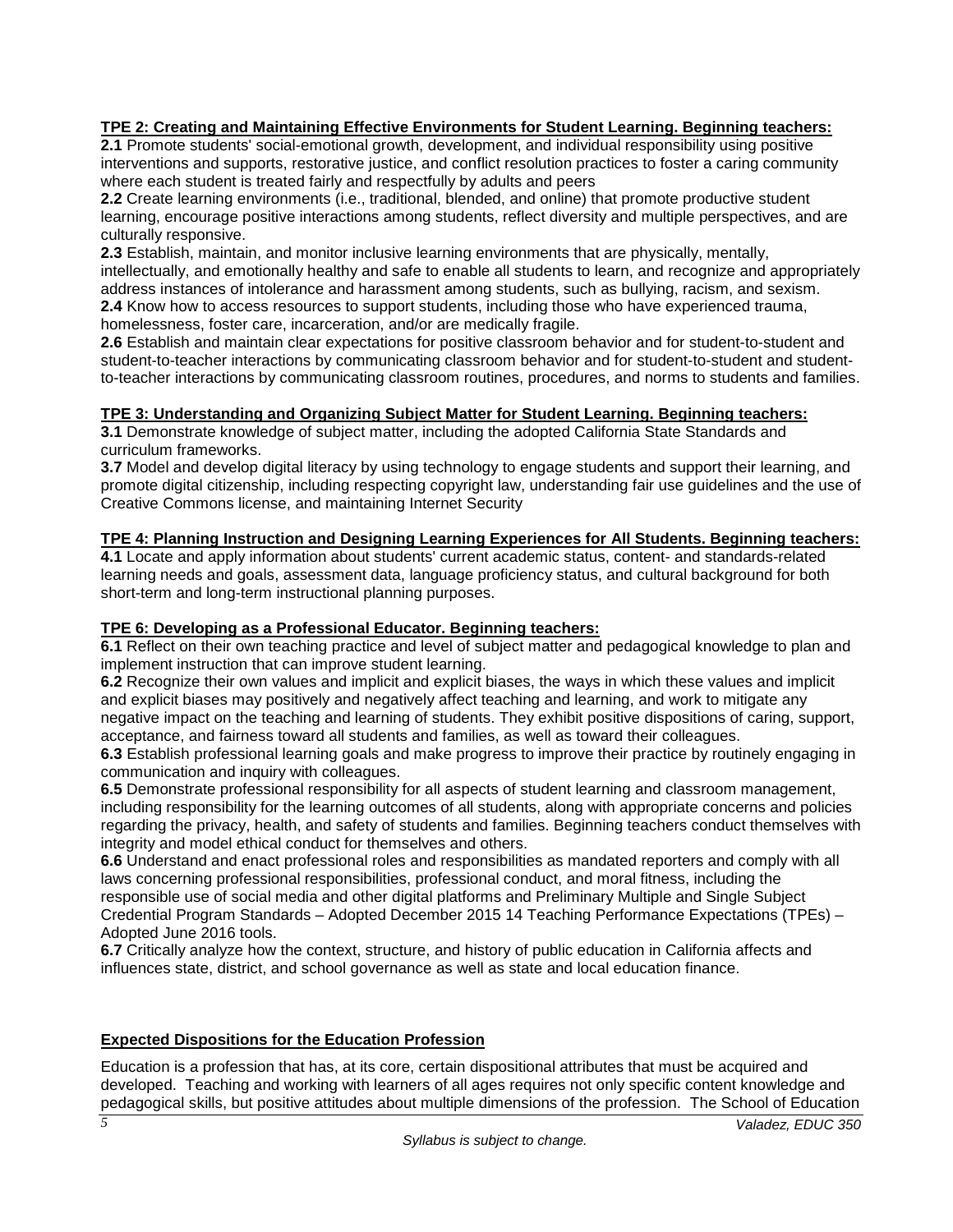**TPE 2: Creating and Maintaining Effective Environments for Student Learning. Beginning teachers:**

**2.1** Promote students' social-emotional growth, development, and individual responsibility using positive interventions and supports, restorative justice, and conflict resolution practices to foster a caring community where each student is treated fairly and respectfully by adults and peers

**2.2** Create learning environments (i.e., traditional, blended, and online) that promote productive student learning, encourage positive interactions among students, reflect diversity and multiple perspectives, and are culturally responsive.

**2.3** Establish, maintain, and monitor inclusive learning environments that are physically, mentally, intellectually, and emotionally healthy and safe to enable all students to learn, and recognize and appropriately address instances of intolerance and harassment among students, such as bullying, racism, and sexism.

**2.4** Know how to access resources to support students, including those who have experienced trauma, homelessness, foster care, incarceration, and/or are medically fragile.

**2.6** Establish and maintain clear expectations for positive classroom behavior and for student-to-student and student-to-teacher interactions by communicating classroom behavior and for student-to-student and student-to-teacher interactions by communicating classroom routines, procedures, and norms to students and families.

**TPE 3: Understanding and Organizing Subject Matter for Student Learning. Beginning teachers:**

**3.1** Demonstrate knowledge of subject matter, including the adopted California State Standards and curriculum frameworks.

**3.7** Model and develop digital literacy by using technology to engage students and support their learning, and promote digital citizenship, including respecting copyright law, understanding fair use guidelines and the use of Creative Commons license, and maintaining Internet Security

**TPE 4: Planning Instruction and Designing Learning Experiences for All Students. Beginning teachers:**

**4.1** Locate and apply information about students' current academic status, content- and standards-related learning needs and goals, assessment data, language proficiency status, and cultural background for both short-term and long-term instructional planning purposes.

**TPE 6: Developing as a Professional Educator. Beginning teachers:**

**6.1** Reflect on their own teaching practice and level of subject matter and pedagogical knowledge to plan and implement instruction that can improve student learning.

**6.2** Recognize their own values and implicit and explicit biases, the ways in which these values and implicit and explicit biases may positively and negatively affect teaching and learning, and work to mitigate any negative impact on the teaching and learning of students. They exhibit positive dispositions of caring, support, acceptance, and fairness toward all students and families, as well as toward their colleagues.

**6.3** Establish professional learning goals and make progress to improve their practice by routinely engaging in communication and inquiry with colleagues.

**6.5** Demonstrate professional responsibility for all aspects of student learning and classroom management, including responsibility for the learning outcomes of all students, along with appropriate concerns and policies regarding the privacy, health, and safety of students and families. Beginning teachers conduct themselves with integrity and model ethical conduct for themselves and others.

**6.6** Understand and enact professional roles and responsibilities as mandated reporters and comply with all laws concerning professional responsibilities, professional conduct, and moral fitness, including the responsible use of social media and other digital platforms and Preliminary Multiple and Single Subject Credential Program Standards – Adopted December 2015 14 Teaching Performance Expectations (TPEs) – Adopted June 2016 tools.

**6.7** Critically analyze how the context, structure, and history of public education in California affects and influences state, district, and school governance as well as state and local education finance.

**Expected Dispositions for the Education Profession**

Education is a profession that has, at its core, certain dispositional attributes that must be acquired and developed. Teaching and working with learners of all ages requires not only specific content knowledge and pedagogical skills, but positive attitudes about multiple dimensions of the profession. The School of Education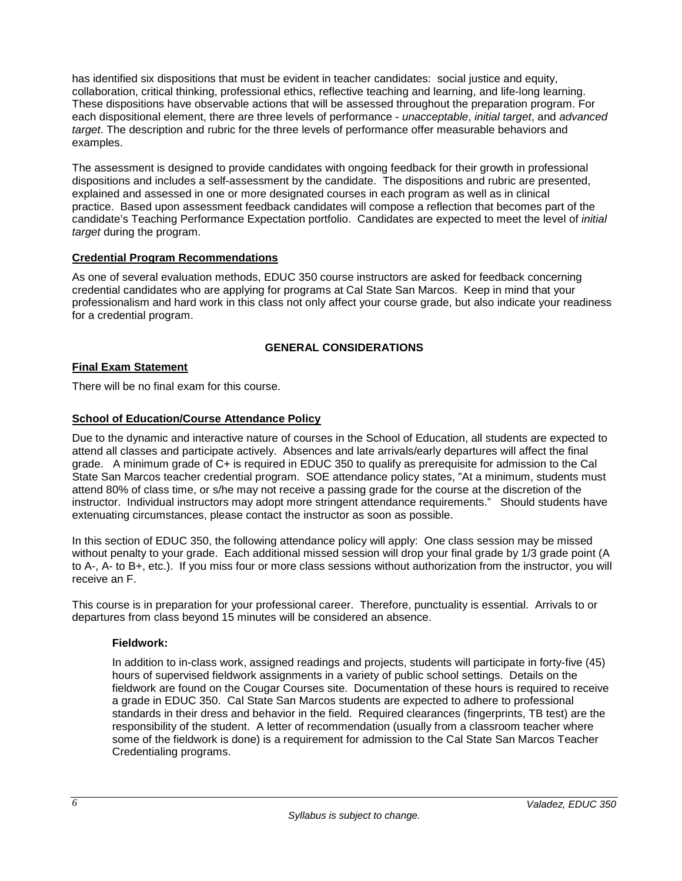has identified six dispositions that must be evident in teacher candidates: social justice and equity, collaboration, critical thinking, professional ethics, reflective teaching and learning, and life-long learning. These dispositions have observable actions that will be assessed throughout the preparation program. For each dispositional element, there are three levels of performance - *unacceptable*, *initial target*, and *advanced target*. The description and rubric for the three levels of performance offer measurable behaviors and examples.

The assessment is designed to provide candidates with ongoing feedback for their growth in professional dispositions and includes a self-assessment by the candidate. The dispositions and rubric are presented, explained and assessed in one or more designated courses in each program as well as in clinical practice. Based upon assessment feedback candidates will compose a reflection that becomes part of the candidate's Teaching Performance Expectation portfolio. Candidates are expected to meet the level of *initial target* during the program.

**Credential Program Recommendations**

As one of several evaluation methods, EDUC 350 course instructors are asked for feedback concerning credential candidates who are applying for programs at Cal State San Marcos. Keep in mind that your professionalism and hard work in this class not only affect your course grade, but also indicate your readiness for a credential program.

## GENERAL CONSIDERATIONS

**Final Exam Statement**

There will be no final exam for this course.

**School of Education/Course Attendance Policy**

Due to the dynamic and interactive nature of courses in the School of Education, all students are expected to attend all classes and participate actively. Absences and late arrivals/early departures will affect the final grade. A minimum grade of C+ is required in EDUC 350 to qualify as prerequisite for admission to the Cal State San Marcos teacher credential program. SOE attendance policy states, "At a minimum, students must attend 80% of class time, or s/he may not receive a passing grade for the course at the discretion of the instructor. Individual instructors may adopt more stringent attendance requirements." Should students have extenuating circumstances, please contact the instructor as soon as possible.

In this section of EDUC 350, the following attendance policy will apply: One class session may be missed without penalty to your grade. Each additional missed session will drop your final grade by 1/3 grade point (A to A-, A- to B+, etc.). If you miss four or more class sessions without authorization from the instructor, you will receive an F.

This course is in preparation for your professional career. Therefore, punctuality is essential. Arrivals to or departures from class beyond 15 minutes will be considered an absence.

**Fieldwork:**

In addition to in-class work, assigned readings and projects, students will participate in forty-five (45) hours of supervised fieldwork assignments in a variety of public school settings. Details on the fieldwork are found on the Cougar Courses site. Documentation of these hours is required to receive a grade in EDUC 350. Cal State San Marcos students are expected to adhere to professional standards in their dress and behavior in the field. Required clearances (fingerprints, TB test) are the responsibility of the student. A letter of recommendation (usually from a classroom teacher where some of the fieldwork is done) is a requirement for admission to the Cal State San Marcos Teacher Credentialing programs.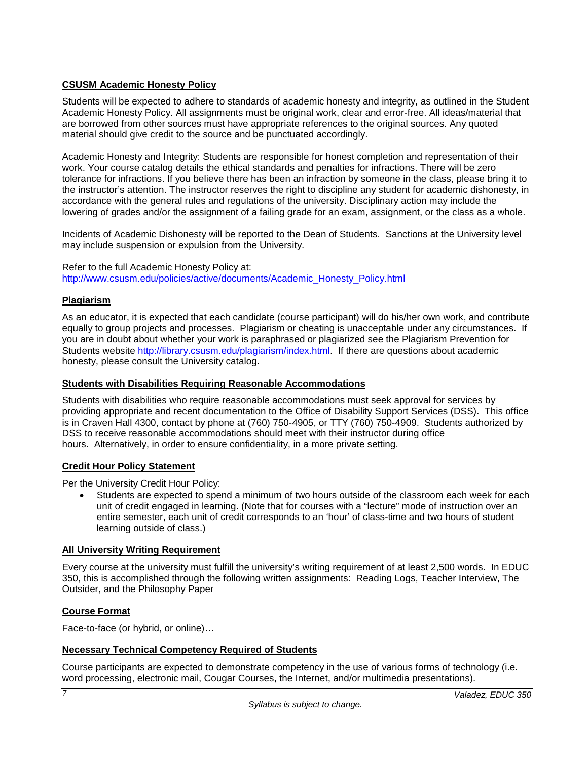**CSUSM Academic Honesty Policy**

Students will be expected to adhere to standards of academic honesty and integrity, as outlined in the Student Academic Honesty Policy. All assignments must be original work, clear and error-free. All ideas/material that are borrowed from other sources must have appropriate references to the original sources. Any quoted material should give credit to the source and be punctuated accordingly.

Academic Honesty and Integrity: Students are responsible for honest completion and representation of their work. Your course catalog details the ethical standards and penalties for infractions. There will be zero tolerance for infractions. If you believe there has been an infraction by someone in the class, please bring it to the instructor's attention. The instructor reserves the right to discipline any student for academic dishonesty, in accordance with the general rules and regulations of the university. Disciplinary action may include the lowering of grades and/or the assignment of a failing grade for an exam, assignment, or the class as a whole.

Incidents of Academic Dishonesty will be reported to the Dean of Students. Sanctions at the University level may include suspension or expulsion from the University.

Refer to the full Academic Honesty Policy at:
http://www.csusm.edu/policies/active/documents/Academic_Honesty_Policy.html

**Plagiarism**

As an educator, it is expected that each candidate (course participant) will do his/her own work, and contribute equally to group projects and processes. Plagiarism or cheating is unacceptable under any circumstances. If you are in doubt about whether your work is paraphrased or plagiarized see the Plagiarism Prevention for Students website http://library.csusm.edu/plagiarism/index.html. If there are questions about academic honesty, please consult the University catalog.

**Students with Disabilities Requiring Reasonable Accommodations**

Students with disabilities who require reasonable accommodations must seek approval for services by providing appropriate and recent documentation to the Office of Disability Support Services (DSS). This office is in Craven Hall 4300, contact by phone at (760) 750-4905, or TTY (760) 750-4909. Students authorized by DSS to receive reasonable accommodations should meet with their instructor during office hours. Alternatively, in order to ensure confidentiality, in a more private setting.

**Credit Hour Policy Statement**

Per the University Credit Hour Policy:

- Students are expected to spend a minimum of two hours outside of the classroom each week for each unit of credit engaged in learning. (Note that for courses with a "lecture" mode of instruction over an entire semester, each unit of credit corresponds to an 'hour' of class-time and two hours of student learning outside of class.)

**All University Writing Requirement**

Every course at the university must fulfill the university's writing requirement of at least 2,500 words. In EDUC 350, this is accomplished through the following written assignments: Reading Logs, Teacher Interview, The Outsider, and the Philosophy Paper

**Course Format**

Face-to-face (or hybrid, or online)…

**Necessary Technical Competency Required of Students**

Course participants are expected to demonstrate competency in the use of various forms of technology (i.e. word processing, electronic mail, Cougar Courses, the Internet, and/or multimedia presentations).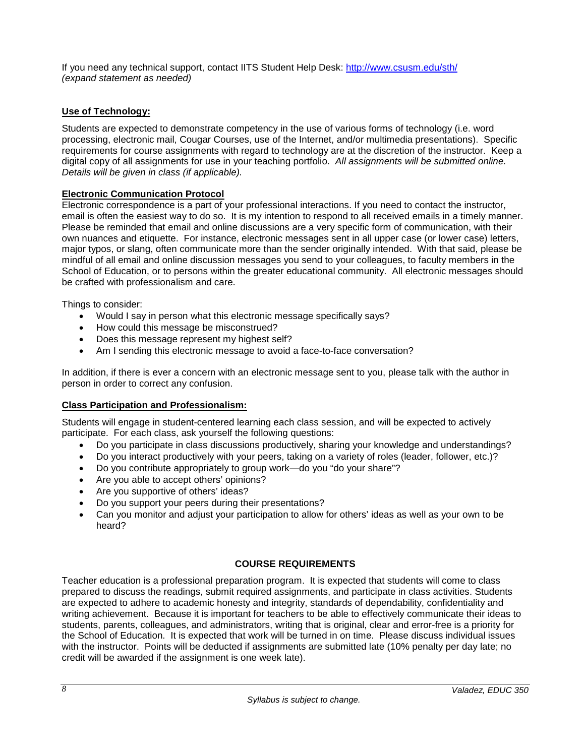If you need any technical support, contact IITS Student Help Desk: http://www.csusm.edu/sth/
*(expand statement as needed)*

## Use of Technology:

Students are expected to demonstrate competency in the use of various forms of technology (i.e. word processing, electronic mail, Cougar Courses, use of the Internet, and/or multimedia presentations). Specific requirements for course assignments with regard to technology are at the discretion of the instructor. Keep a digital copy of all assignments for use in your teaching portfolio. *All assignments will be submitted online. Details will be given in class (if applicable).*

## Electronic Communication Protocol

Electronic correspondence is a part of your professional interactions. If you need to contact the instructor, email is often the easiest way to do so. It is my intention to respond to all received emails in a timely manner. Please be reminded that email and online discussions are a very specific form of communication, with their own nuances and etiquette. For instance, electronic messages sent in all upper case (or lower case) letters, major typos, or slang, often communicate more than the sender originally intended. With that said, please be mindful of all email and online discussion messages you send to your colleagues, to faculty members in the School of Education, or to persons within the greater educational community. All electronic messages should be crafted with professionalism and care.

Things to consider:

- Would I say in person what this electronic message specifically says?
- How could this message be misconstrued?
- Does this message represent my highest self?
- Am I sending this electronic message to avoid a face-to-face conversation?

In addition, if there is ever a concern with an electronic message sent to you, please talk with the author in person in order to correct any confusion.

## Class Participation and Professionalism:

Students will engage in student-centered learning each class session, and will be expected to actively participate. For each class, ask yourself the following questions:

- Do you participate in class discussions productively, sharing your knowledge and understandings?
- Do you interact productively with your peers, taking on a variety of roles (leader, follower, etc.)?
- Do you contribute appropriately to group work—do you "do your share"?
- Are you able to accept others' opinions?
- Are you supportive of others' ideas?
- Do you support your peers during their presentations?
- Can you monitor and adjust your participation to allow for others' ideas as well as your own to be heard?

## COURSE REQUIREMENTS

Teacher education is a professional preparation program. It is expected that students will come to class prepared to discuss the readings, submit required assignments, and participate in class activities. Students are expected to adhere to academic honesty and integrity, standards of dependability, confidentiality and writing achievement. Because it is important for teachers to be able to effectively communicate their ideas to students, parents, colleagues, and administrators, writing that is original, clear and error-free is a priority for the School of Education. It is expected that work will be turned in on time. Please discuss individual issues with the instructor. Points will be deducted if assignments are submitted late (10% penalty per day late; no credit will be awarded if the assignment is one week late).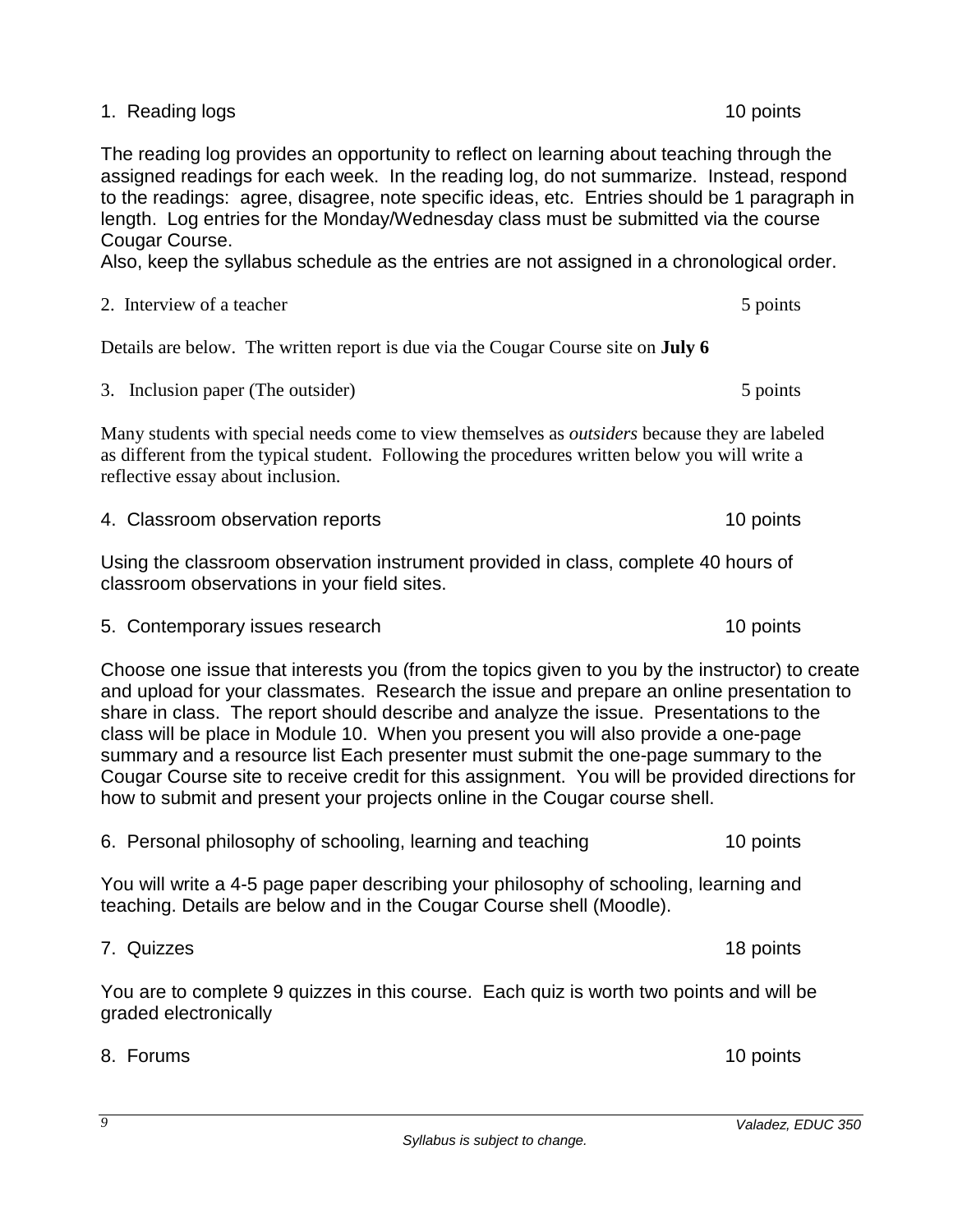1. Reading logs 10 points

The reading log provides an opportunity to reflect on learning about teaching through the assigned readings for each week. In the reading log, do not summarize. Instead, respond to the readings: agree, disagree, note specific ideas, etc. Entries should be 1 paragraph in length. Log entries for the Monday/Wednesday class must be submitted via the course Cougar Course.
Also, keep the syllabus schedule as the entries are not assigned in a chronological order.

2. Interview of a teacher 5 points

Details are below. The written report is due via the Cougar Course site on **July 6**

3. Inclusion paper (The outsider) 5 points

Many students with special needs come to view themselves as *outsiders* because they are labeled as different from the typical student. Following the procedures written below you will write a reflective essay about inclusion.

4. Classroom observation reports 10 points

Using the classroom observation instrument provided in class, complete 40 hours of classroom observations in your field sites.

5. Contemporary issues research 10 points

Choose one issue that interests you (from the topics given to you by the instructor) to create and upload for your classmates. Research the issue and prepare an online presentation to share in class. The report should describe and analyze the issue. Presentations to the class will be place in Module 10. When you present you will also provide a one-page summary and a resource list Each presenter must submit the one-page summary to the Cougar Course site to receive credit for this assignment. You will be provided directions for how to submit and present your projects online in the Cougar course shell.

6. Personal philosophy of schooling, learning and teaching 10 points

You will write a 4-5 page paper describing your philosophy of schooling, learning and teaching. Details are below and in the Cougar Course shell (Moodle).

7. Quizzes 18 points

You are to complete 9 quizzes in this course. Each quiz is worth two points and will be graded electronically

8. Forums 10 points

*Syllabus is subject to change.*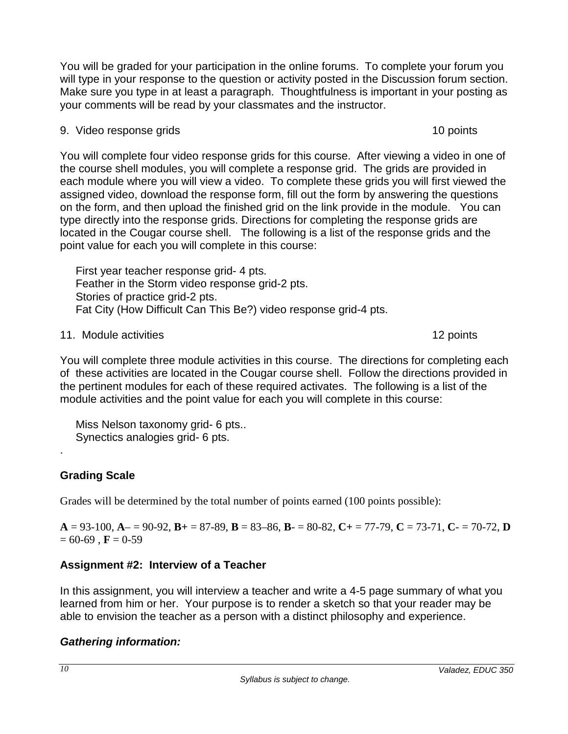You will be graded for your participation in the online forums. To complete your forum you will type in your response to the question or activity posted in the Discussion forum section. Make sure you type in at least a paragraph. Thoughtfulness is important in your posting as your comments will be read by your classmates and the instructor.

9. Video response grids 10 points

You will complete four video response grids for this course. After viewing a video in one of the course shell modules, you will complete a response grid. The grids are provided in each module where you will view a video. To complete these grids you will first viewed the assigned video, download the response form, fill out the form by answering the questions on the form, and then upload the finished grid on the link provide in the module. You can type directly into the response grids. Directions for completing the response grids are located in the Cougar course shell. The following is a list of the response grids and the point value for each you will complete in this course:

First year teacher response grid- 4 pts.
Feather in the Storm video response grid-2 pts.
Stories of practice grid-2 pts.
Fat City (How Difficult Can This Be?) video response grid-4 pts.

11. Module activities 12 points

You will complete three module activities in this course. The directions for completing each of these activities are located in the Cougar course shell. Follow the directions provided in the pertinent modules for each of these required activates. The following is a list of the module activities and the point value for each you will complete in this course:

Miss Nelson taxonomy grid- 6 pts..
Synectics analogies grid- 6 pts.

.

## Grading Scale

Grades will be determined by the total number of points earned (100 points possible):

**A** = 93-100, **A**– = 90-92, **B+** = 87-89, **B** = 83–86, **B**- = 80-82, **C+** = 77-79, **C** = 73-71, **C**- = 70-72, **D** = 60-69 , **F** = 0-59

## Assignment #2: Interview of a Teacher

In this assignment, you will interview a teacher and write a 4-5 page summary of what you learned from him or her. Your purpose is to render a sketch so that your reader may be able to envision the teacher as a person with a distinct philosophy and experience.

### *Gathering information:*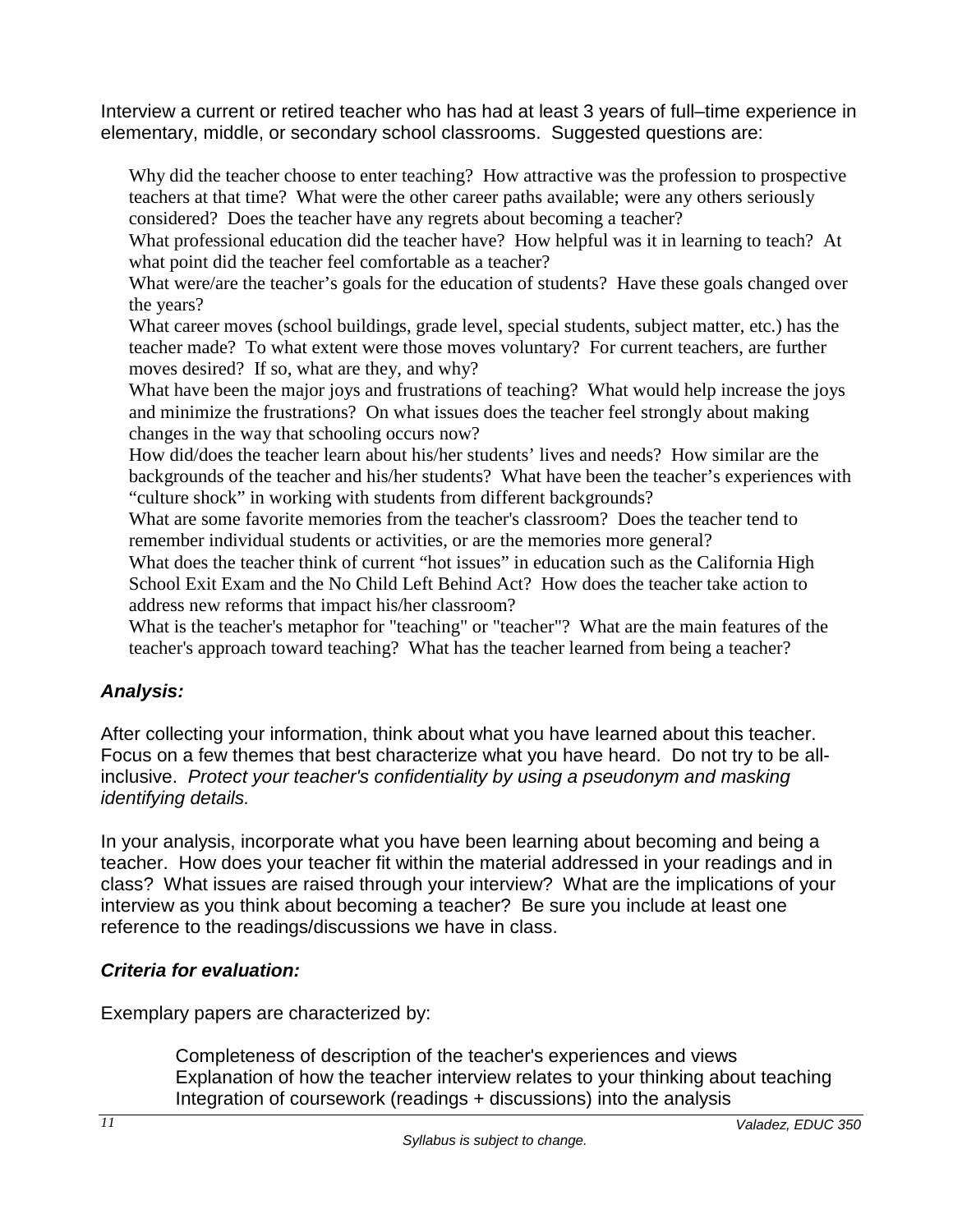Interview a current or retired teacher who has had at least 3 years of full–time experience in elementary, middle, or secondary school classrooms. Suggested questions are:

Why did the teacher choose to enter teaching? How attractive was the profession to prospective teachers at that time? What were the other career paths available; were any others seriously considered? Does the teacher have any regrets about becoming a teacher?

What professional education did the teacher have? How helpful was it in learning to teach? At what point did the teacher feel comfortable as a teacher?

What were/are the teacher's goals for the education of students? Have these goals changed over the years?

What career moves (school buildings, grade level, special students, subject matter, etc.) has the teacher made? To what extent were those moves voluntary? For current teachers, are further moves desired? If so, what are they, and why?

What have been the major joys and frustrations of teaching? What would help increase the joys and minimize the frustrations? On what issues does the teacher feel strongly about making changes in the way that schooling occurs now?

How did/does the teacher learn about his/her students' lives and needs? How similar are the backgrounds of the teacher and his/her students? What have been the teacher's experiences with "culture shock" in working with students from different backgrounds?

What are some favorite memories from the teacher's classroom? Does the teacher tend to remember individual students or activities, or are the memories more general?

What does the teacher think of current "hot issues" in education such as the California High School Exit Exam and the No Child Left Behind Act? How does the teacher take action to address new reforms that impact his/her classroom?

What is the teacher's metaphor for "teaching" or "teacher"? What are the main features of the teacher's approach toward teaching? What has the teacher learned from being a teacher?

### *Analysis:*

After collecting your information, think about what you have learned about this teacher. Focus on a few themes that best characterize what you have heard. Do not try to be all-inclusive. *Protect your teacher's confidentiality by using a pseudonym and masking identifying details.*

In your analysis, incorporate what you have been learning about becoming and being a teacher. How does your teacher fit within the material addressed in your readings and in class? What issues are raised through your interview? What are the implications of your interview as you think about becoming a teacher? Be sure you include at least one reference to the readings/discussions we have in class.

### *Criteria for evaluation:*

Exemplary papers are characterized by:

- Completeness of description of the teacher's experiences and views
- Explanation of how the teacher interview relates to your thinking about teaching
- Integration of coursework (readings + discussions) into the analysis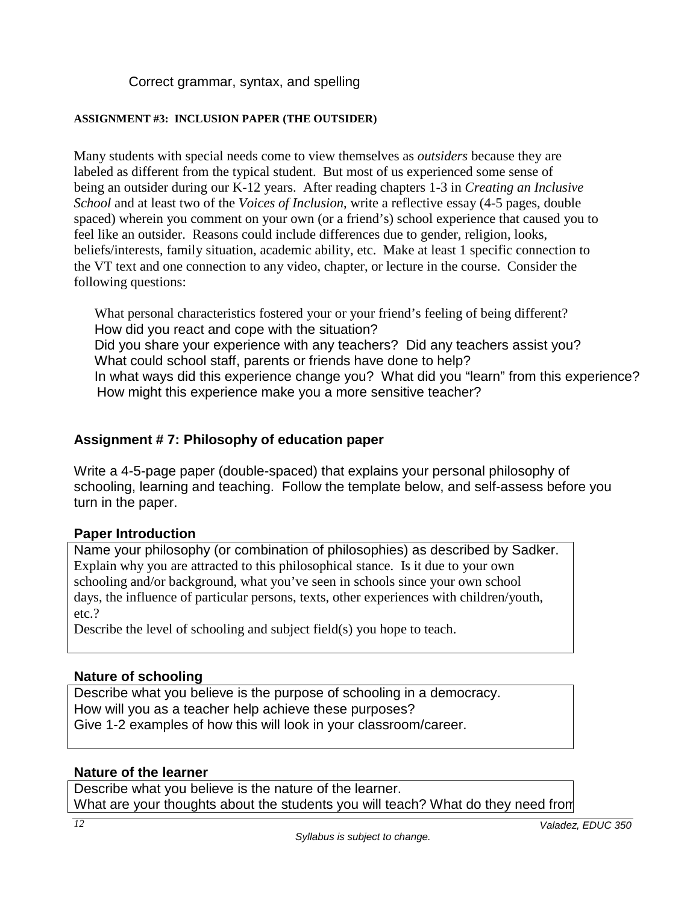Correct grammar, syntax, and spelling

**ASSIGNMENT #3: INCLUSION PAPER (THE OUTSIDER)**

Many students with special needs come to view themselves as *outsiders* because they are labeled as different from the typical student. But most of us experienced some sense of being an outsider during our K-12 years. After reading chapters 1-3 in *Creating an Inclusive School* and at least two of the *Voices of Inclusion*, write a reflective essay (4-5 pages, double spaced) wherein you comment on your own (or a friend's) school experience that caused you to feel like an outsider. Reasons could include differences due to gender, religion, looks, beliefs/interests, family situation, academic ability, etc. Make at least 1 specific connection to the VT text and one connection to any video, chapter, or lecture in the course. Consider the following questions:

- What personal characteristics fostered your or your friend's feeling of being different?
- How did you react and cope with the situation?
- Did you share your experience with any teachers? Did any teachers assist you?
- What could school staff, parents or friends have done to help?
- In what ways did this experience change you? What did you "learn" from this experience?
- How might this experience make you a more sensitive teacher?

## Assignment # 7: Philosophy of education paper

Write a 4-5-page paper (double-spaced) that explains your personal philosophy of schooling, learning and teaching. Follow the template below, and self-assess before you turn in the paper.

**Paper Introduction**

Name your philosophy (or combination of philosophies) as described by Sadker.
Explain why you are attracted to this philosophical stance. Is it due to your own schooling and/or background, what you've seen in schools since your own school days, the influence of particular persons, texts, other experiences with children/youth, etc.?
Describe the level of schooling and subject field(s) you hope to teach.

**Nature of schooling**

Describe what you believe is the purpose of schooling in a democracy.
How will you as a teacher help achieve these purposes?
Give 1-2 examples of how this will look in your classroom/career.

**Nature of the learner**

Describe what you believe is the nature of the learner.
What are your thoughts about the students you will teach? What do they need from

*Syllabus is subject to change.*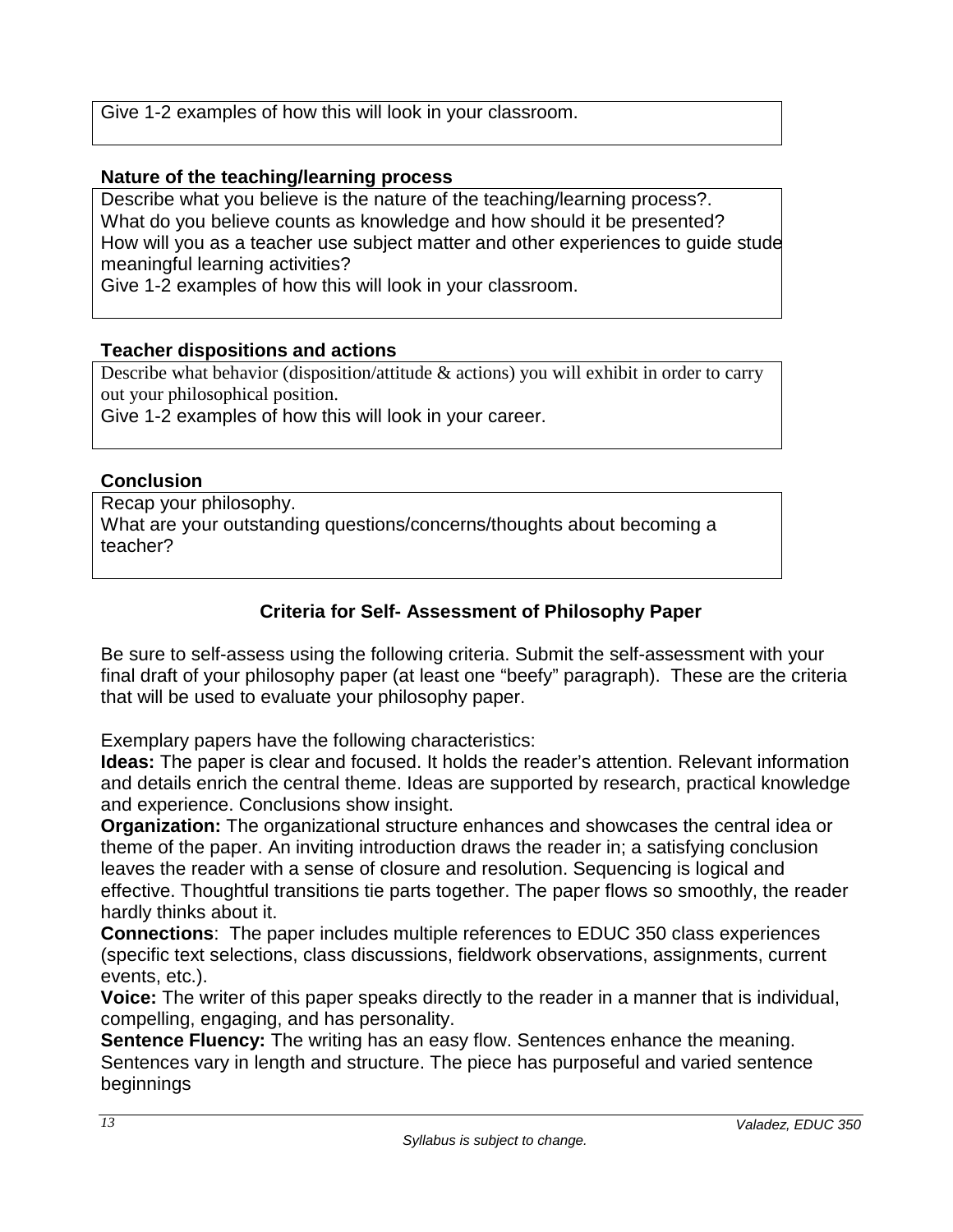Give 1-2 examples of how this will look in your classroom.

**Nature of the teaching/learning process**

Describe what you believe is the nature of the teaching/learning process?.
What do you believe counts as knowledge and how should it be presented?
How will you as a teacher use subject matter and other experiences to guide stude meaningful learning activities?
Give 1-2 examples of how this will look in your classroom.

**Teacher dispositions and actions**

Describe what behavior (disposition/attitude & actions) you will exhibit in order to carry out your philosophical position.
Give 1-2 examples of how this will look in your career.

**Conclusion**

Recap your philosophy.
What are your outstanding questions/concerns/thoughts about becoming a teacher?

## Criteria for Self- Assessment of Philosophy Paper

Be sure to self-assess using the following criteria. Submit the self-assessment with your final draft of your philosophy paper (at least one “beefy” paragraph). These are the criteria that will be used to evaluate your philosophy paper.

Exemplary papers have the following characteristics:

**Ideas:** The paper is clear and focused. It holds the reader’s attention. Relevant information and details enrich the central theme. Ideas are supported by research, practical knowledge and experience. Conclusions show insight.

**Organization:** The organizational structure enhances and showcases the central idea or theme of the paper. An inviting introduction draws the reader in; a satisfying conclusion leaves the reader with a sense of closure and resolution. Sequencing is logical and effective. Thoughtful transitions tie parts together. The paper flows so smoothly, the reader hardly thinks about it.

**Connections**: The paper includes multiple references to EDUC 350 class experiences (specific text selections, class discussions, fieldwork observations, assignments, current events, etc.).

**Voice:** The writer of this paper speaks directly to the reader in a manner that is individual, compelling, engaging, and has personality.

**Sentence Fluency:** The writing has an easy flow. Sentences enhance the meaning. Sentences vary in length and structure. The piece has purposeful and varied sentence beginnings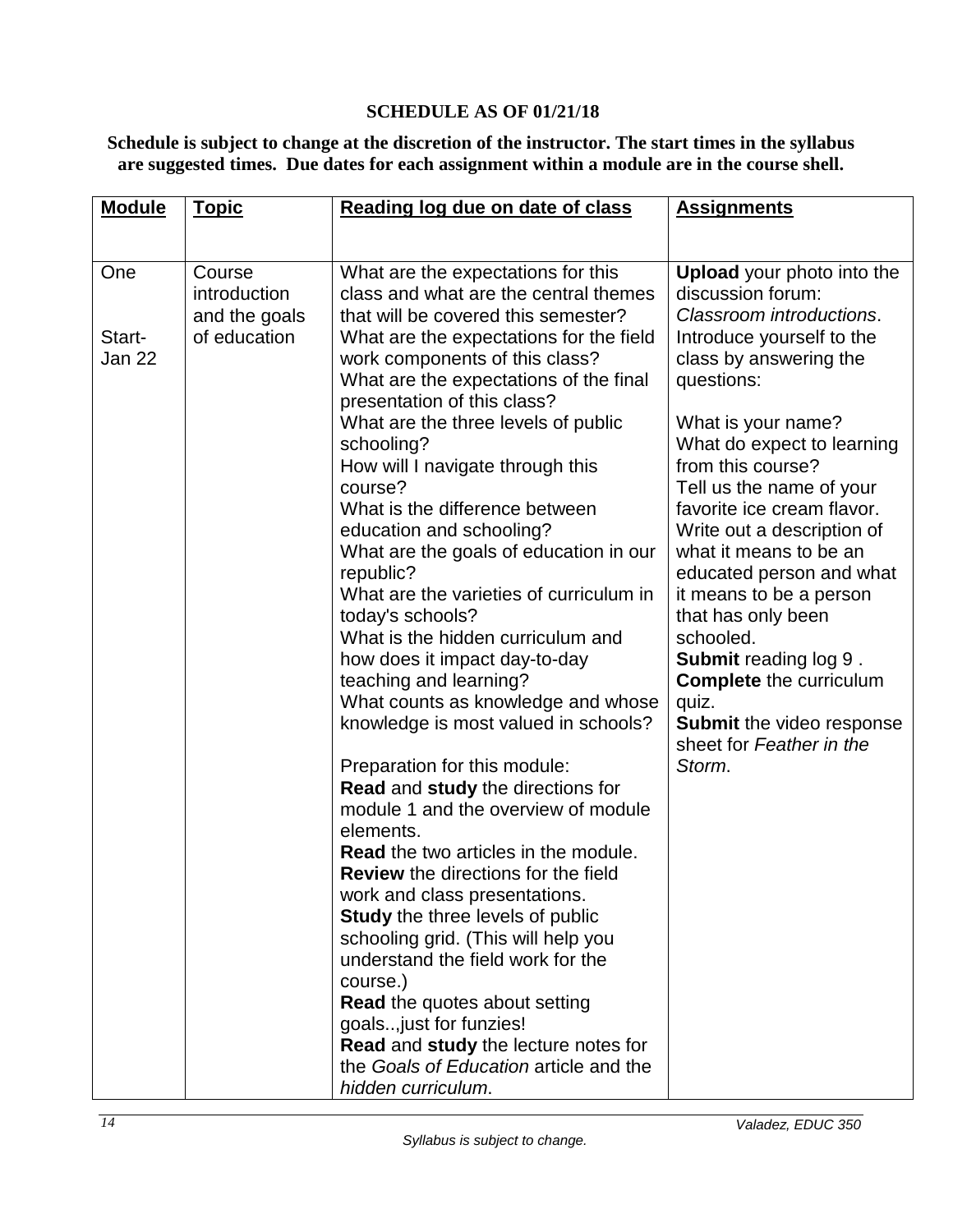**SCHEDULE AS OF 01/21/18**

**Schedule is subject to change at the discretion of the instructor. The start times in the syllabus are suggested times. Due dates for each assignment within a module are in the course shell.**

| **Module** | **Topic** | **Reading log due on date of class** | **Assignments** |
|---|---|---|---|
| One<br><br>Start- Jan 22 | Course introduction and the goals of education | What are the expectations for this class and what are the central themes that will be covered this semester?<br>What are the expectations for the field work components of this class?<br>What are the expectations of the final presentation of this class?<br>What are the three levels of public schooling?<br>How will I navigate through this course?<br>What is the difference between education and schooling?<br>What are the goals of education in our republic?<br>What are the varieties of curriculum in today's schools?<br>What is the hidden curriculum and how does it impact day-to-day teaching and learning?<br>What counts as knowledge and whose knowledge is most valued in schools?<br><br>Preparation for this module:<br>**Read** and **study** the directions for module 1 and the overview of module elements.<br>**Read** the two articles in the module.<br>**Review** the directions for the field work and class presentations.<br>**Study** the three levels of public schooling grid. (This will help you understand the field work for the course.)<br>**Read** the quotes about setting goals..,just for funzies!<br>**Read** and **study** the lecture notes for the *Goals of Education* article and the *hidden curriculum*. | **Upload** your photo into the discussion forum: *Classroom introductions*. Introduce yourself to the class by answering the questions:<br><br>What is your name?<br>What do expect to learning from this course?<br>Tell us the name of your favorite ice cream flavor.<br>Write out a description of what it means to be an educated person and what it means to be a person that has only been schooled.<br>**Submit** reading log 9 .<br>**Complete** the curriculum quiz.<br>**Submit** the video response sheet for *Feather in the Storm*. |

*Syllabus is subject to change.*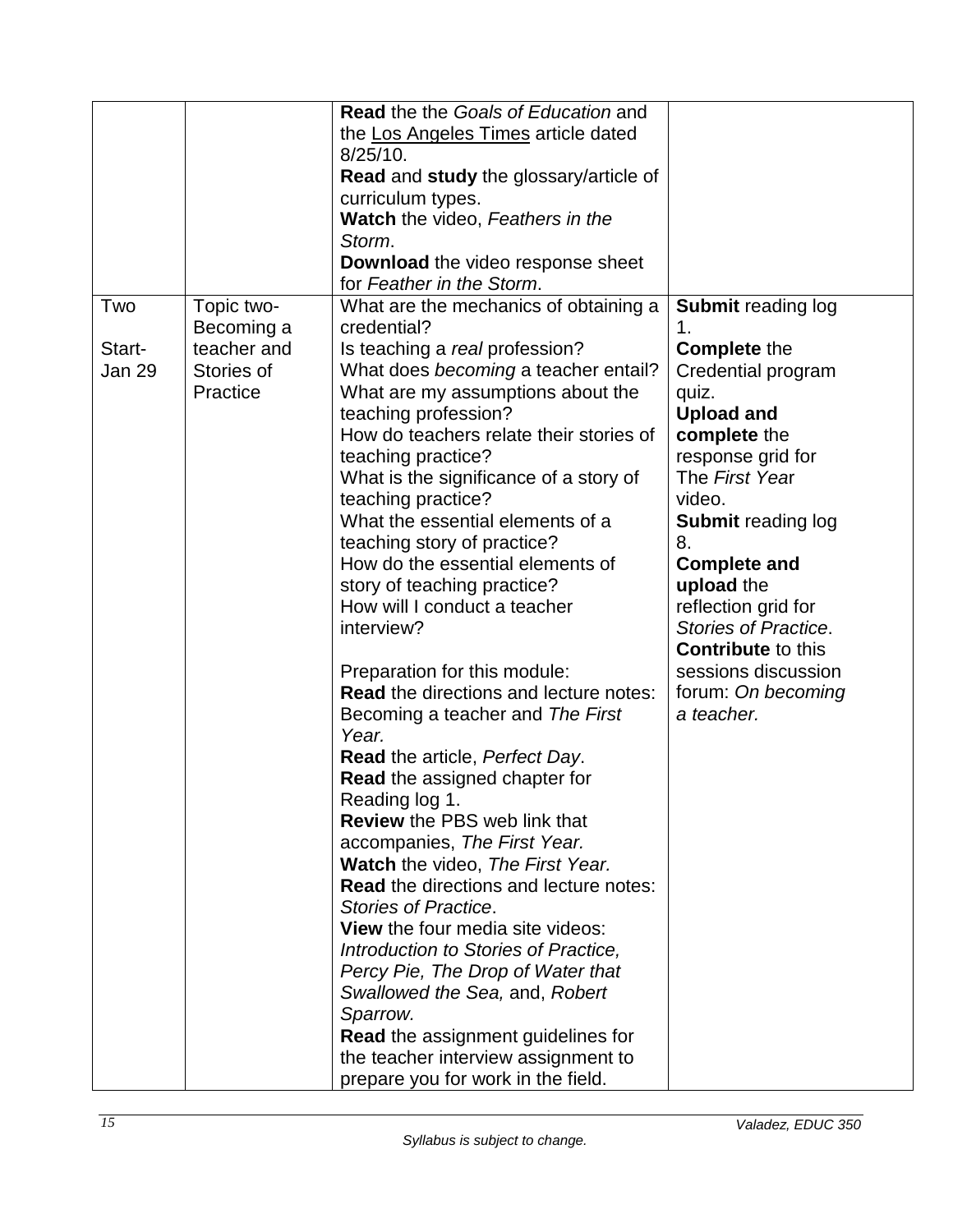| | | **Read** the the *Goals of Education* and the Los Angeles Times article dated 8/25/10.<br>**Read** and **study** the glossary/article of curriculum types.<br>**Watch** the video, *Feathers in the Storm*.<br>**Download** the video response sheet for *Feather in the Storm*. | |
|---|---|---|---|
| Two<br><br>Start-Jan 29 | Topic two-Becoming a teacher and Stories of Practice | What are the mechanics of obtaining a credential?<br>Is teaching a *real* profession?<br>What does *becoming* a teacher entail?<br>What are my assumptions about the teaching profession?<br>How do teachers relate their stories of teaching practice?<br>What is the significance of a story of teaching practice?<br>What the essential elements of a teaching story of practice?<br>How do the essential elements of story of teaching practice?<br>How will I conduct a teacher interview?<br><br>Preparation for this module:<br>**Read** the directions and lecture notes: Becoming a teacher and *The First Year.*<br>**Read** the article, *Perfect Day*.<br>**Read** the assigned chapter for Reading log 1.<br>**Review** the PBS web link that accompanies, *The First Year.*<br>**Watch** the video, *The First Year.*<br>**Read** the directions and lecture notes: *Stories of Practice*.<br>**View** the four media site videos: *Introduction to Stories of Practice, Percy Pie, The Drop of Water that Swallowed the Sea,* and, *Robert Sparrow.*<br>**Read** the assignment guidelines for the teacher interview assignment to prepare you for work in the field. | **Submit** reading log 1.<br>**Complete** the Credential program quiz.<br>**Upload and complete** the response grid for The *First Year* video.<br>**Submit** reading log 8.<br>**Complete and upload** the reflection grid for *Stories of Practice*.<br>**Contribute** to this sessions discussion forum: *On becoming a teacher.* |

*Syllabus is subject to change.*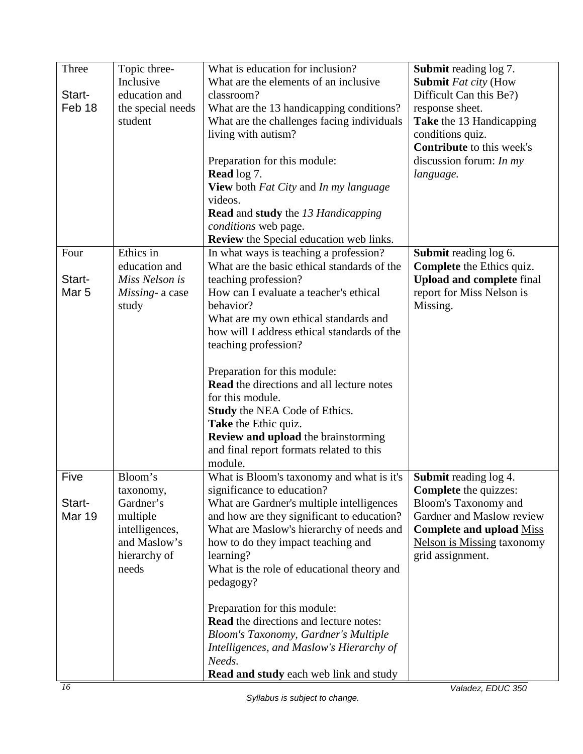| Three<br><br>Start-<br>Feb 18 | Topic three-<br>Inclusive education and the special needs student | What is education for inclusion?<br>What are the elements of an inclusive classroom?<br>What are the 13 handicapping conditions?<br>What are the challenges facing individuals living with autism?<br><br>Preparation for this module:<br>**Read** log 7.<br>**View** both *Fat City* and *In my language* videos.<br>**Read** and **study** the *13 Handicapping conditions* web page.<br>**Review** the Special education web links. | **Submit** reading log 7.<br>**Submit** *Fat city* (How Difficult Can this Be?) response sheet.<br>**Take** the 13 Handicapping conditions quiz.<br>**Contribute** to this week's discussion forum: *In my language.* |
|---|---|---|---|
| Four<br><br>Start-<br>Mar 5 | Ethics in education and *Miss Nelson is Missing*- a case study | In what ways is teaching a profession?<br>What are the basic ethical standards of the teaching profession?<br>How can I evaluate a teacher's ethical behavior?<br>What are my own ethical standards and how will I address ethical standards of the teaching profession?<br><br>Preparation for this module:<br>**Read** the directions and all lecture notes for this module.<br>**Study** the NEA Code of Ethics.<br>**Take** the Ethic quiz.<br>**Review and upload** the brainstorming and final report formats related to this module. | **Submit** reading log 6.<br>**Complete** the Ethics quiz.<br>**Upload and complete** final report for Miss Nelson is Missing. |
| Five<br><br>Start-<br>Mar 19 | Bloom's taxonomy, Gardner's multiple intelligences, and Maslow's hierarchy of needs | What is Bloom's taxonomy and what is it's significance to education?<br>What are Gardner's multiple intelligences and how are they significant to education?<br>What are Maslow's hierarchy of needs and how to do they impact teaching and learning?<br>What is the role of educational theory and pedagogy?<br><br>Preparation for this module:<br>**Read** the directions and lecture notes: *Bloom's Taxonomy, Gardner's Multiple Intelligences, and Maslow's Hierarchy of Needs.*<br>**Read and study** each web link and study | **Submit** reading log 4.<br>**Complete** the quizzes: Bloom's Taxonomy and Gardner and Maslow review<br>**Complete and upload** Miss Nelson is Missing taxonomy grid assignment. |

Syllabus is subject to change.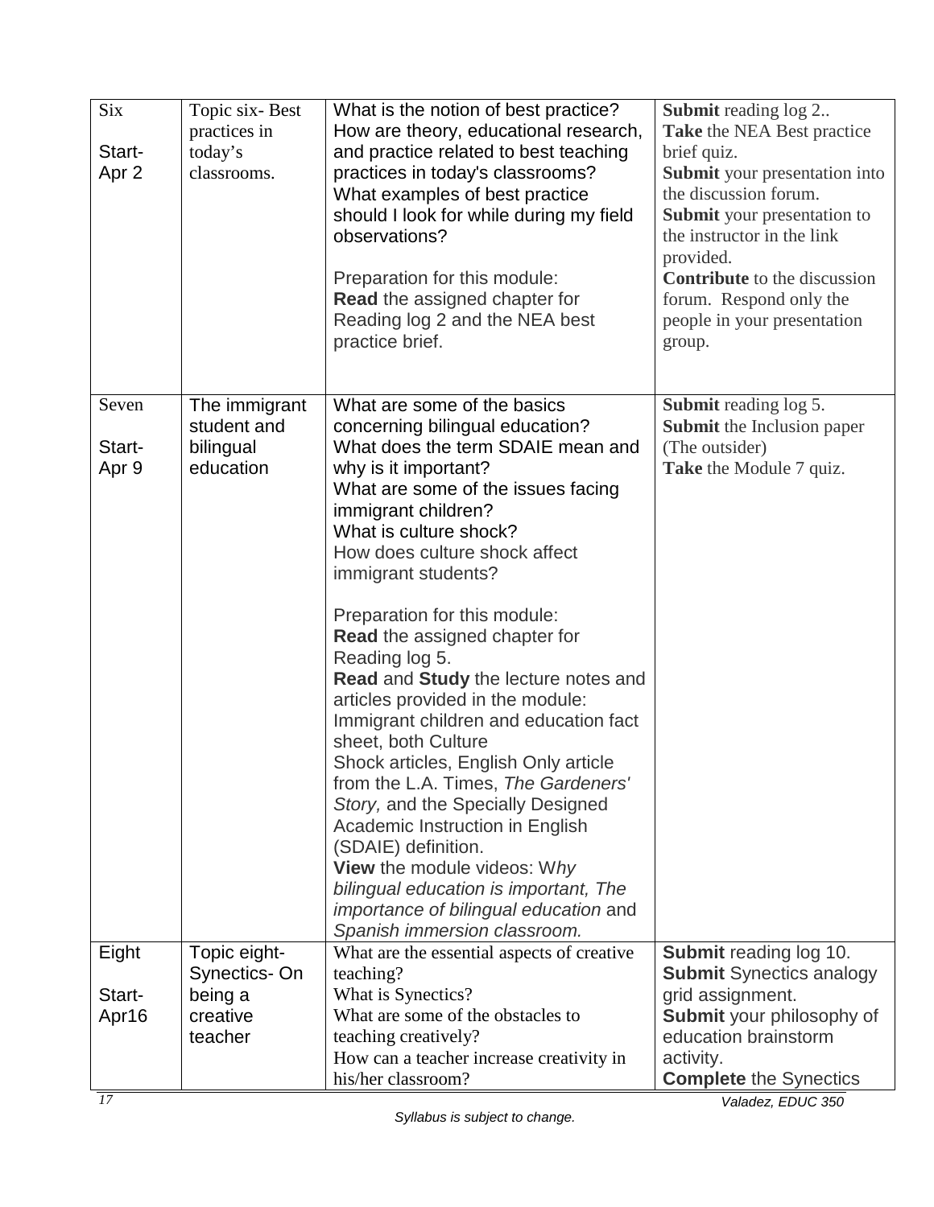| Six<br><br>Start-<br>Apr 2 | Topic six- Best practices in today's classrooms. | What is the notion of best practice? How are theory, educational research, and practice related to best teaching practices in today's classrooms? What examples of best practice should I look for while during my field observations?<br><br>Preparation for this module:<br>**Read** the assigned chapter for Reading log 2 and the NEA best practice brief. | **Submit** reading log 2..<br>**Take** the NEA Best practice brief quiz.<br>**Submit** your presentation into the discussion forum.<br>**Submit** your presentation to the instructor in the link provided.<br>**Contribute** to the discussion forum. Respond only the people in your presentation group. |
|---|---|---|---|
| Seven<br><br>Start-<br>Apr 9 | The immigrant student and bilingual education | What are some of the basics concerning bilingual education?<br>What does the term SDAIE mean and why is it important?<br>What are some of the issues facing immigrant children?<br>What is culture shock?<br>How does culture shock affect immigrant students?<br><br>Preparation for this module:<br>**Read** the assigned chapter for Reading log 5.<br>**Read** and **Study** the lecture notes and articles provided in the module: Immigrant children and education fact sheet, both Culture Shock articles, English Only article from the L.A. Times, *The Gardeners' Story,* and the Specially Designed Academic Instruction in English (SDAIE) definition.<br>**View** the module videos: W*hy bilingual education is important, The importance of bilingual education* and *Spanish immersion classroom.* | **Submit** reading log 5.<br>**Submit** the Inclusion paper (The outsider)<br>**Take** the Module 7 quiz. |
| Eight<br><br>Start-<br>Apr16 | Topic eight- Synectics- On being a creative teacher | What are the essential aspects of creative teaching?<br>What is Synectics?<br>What are some of the obstacles to teaching creatively?<br>How can a teacher increase creativity in his/her classroom? | **Submit** reading log 10.<br>**Submit** Synectics analogy grid assignment.<br>**Submit** your philosophy of education brainstorm activity.<br>**Complete** the Synectics |

*Syllabus is subject to change.*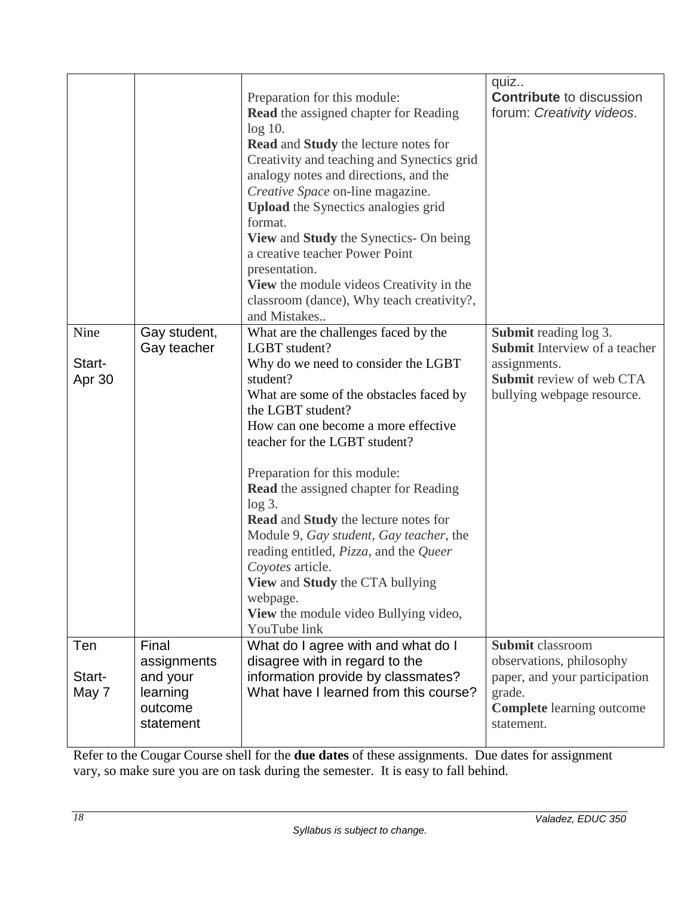| | | | |
|---|---|---|---|
| | | Preparation for this module:<br>**Read** the assigned chapter for Reading log 10.<br>**Read** and **Study** the lecture notes for Creativity and teaching and Synectics grid analogy notes and directions, and the *Creative Space* on-line magazine.<br>**Upload** the Synectics analogies grid format.<br>**View** and **Study** the Synectics- On being a creative teacher Power Point presentation.<br>**View** the module videos Creativity in the classroom (dance), Why teach creativity?, and Mistakes.. | quiz..<br>**Contribute** to discussion forum: *Creativity videos*. |
| Nine<br><br>Start-Apr 30 | Gay student, Gay teacher | What are the challenges faced by the LGBT student?<br>Why do we need to consider the LGBT student?<br>What are some of the obstacles faced by the LGBT student?<br>How can one become a more effective teacher for the LGBT student?<br><br>Preparation for this module:<br>**Read** the assigned chapter for Reading log 3.<br>**Read** and **Study** the lecture notes for Module 9, *Gay student, Gay teacher*, the reading entitled, *Pizza*, and the *Queer Coyotes* article.<br>**View** and **Study** the CTA bullying webpage.<br>**View** the module video Bullying video, YouTube link | **Submit** reading log 3.<br>**Submit** Interview of a teacher assignments.<br>**Submit** review of web CTA bullying webpage resource. |
| Ten<br><br>Start-May 7 | Final assignments and your learning outcome statement | What do I agree with and what do I disagree with in regard to the information provide by classmates?<br>What have I learned from this course? | **Submit** classroom observations, philosophy paper, and your participation grade.<br>**Complete** learning outcome statement. |

Refer to the Cougar Course shell for the **due dates** of these assignments. Due dates for assignment vary, so make sure you are on task during the semester. It is easy to fall behind.

Syllabus is subject to change.